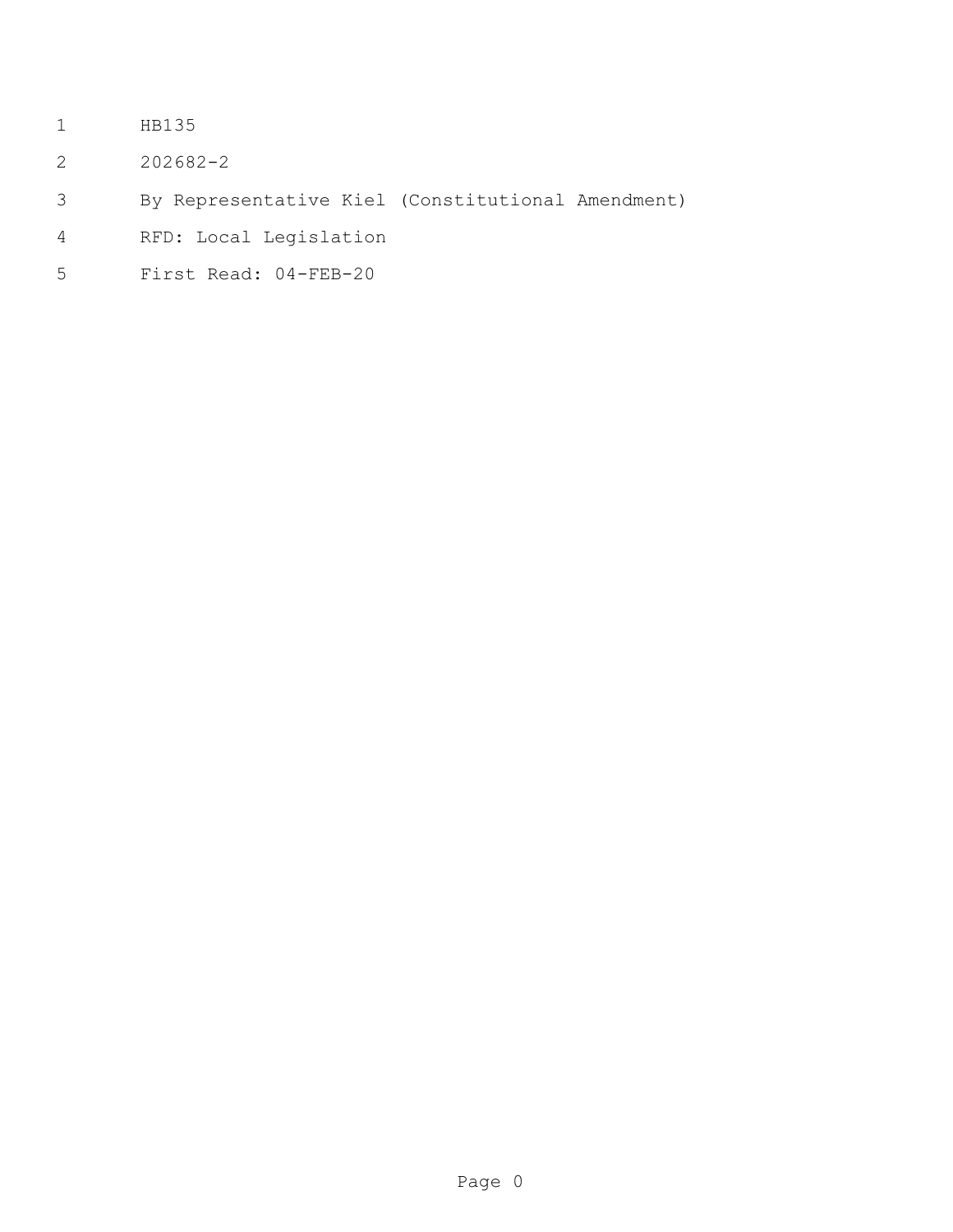HB135

202682-2

By Representative Kiel (Constitutional Amendment)

RFD: Local Legislation

First Read: 04-FEB-20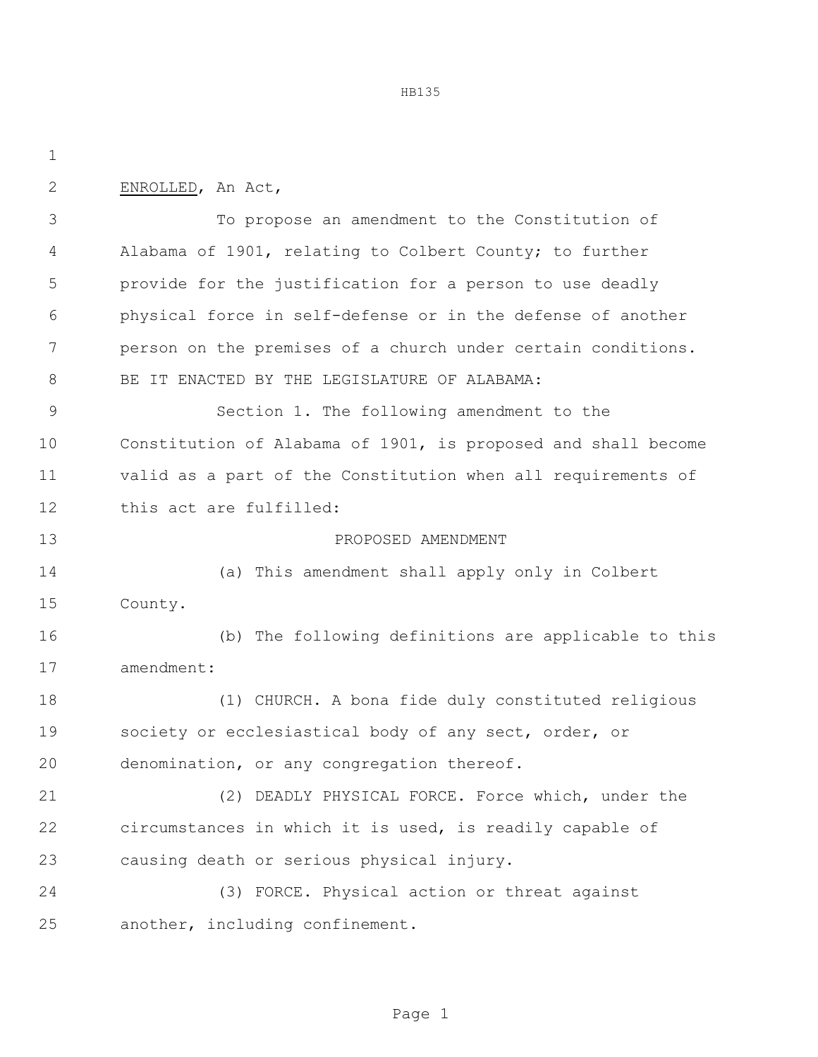ENROLLED, An Act,

To propose an amendment to the Constitution of Alabama of 1901, relating to Colbert County; to further provide for the justification for a person to use deadly physical force in self-defense or in the defense of another person on the premises of a church under certain conditions.

BE IT ENACTED BY THE LEGISLATURE OF ALABAMA:

Section 1. The following amendment to the Constitution of Alabama of 1901, is proposed and shall become valid as a part of the Constitution when all requirements of this act are fulfilled:

PROPOSED AMENDMENT

(a) This amendment shall apply only in Colbert County.

(b) The following definitions are applicable to this amendment:

(1) CHURCH. A bona fide duly constituted religious society or ecclesiastical body of any sect, order, or denomination, or any congregation thereof.

(2) DEADLY PHYSICAL FORCE. Force which, under the circumstances in which it is used, is readily capable of causing death or serious physical injury.

(3) FORCE. Physical action or threat against another, including confinement.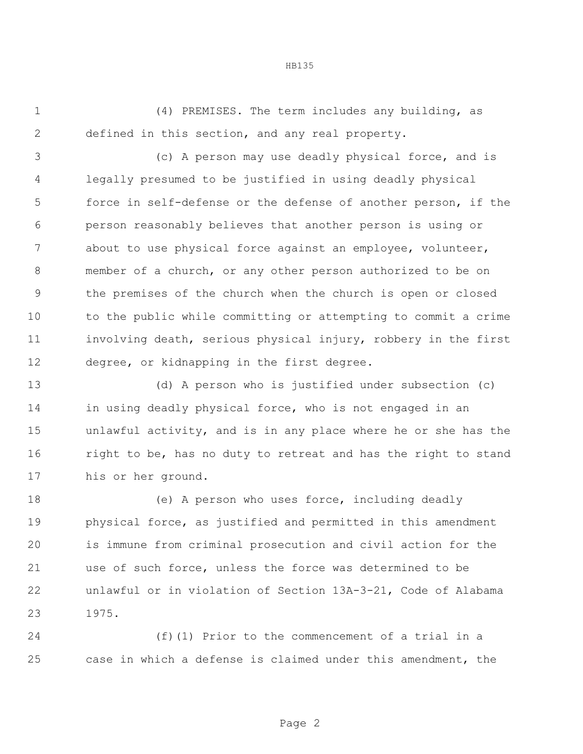(4) PREMISES. The term includes any building, as defined in this section, and any real property.

(c) A person may use deadly physical force, and is legally presumed to be justified in using deadly physical force in self-defense or the defense of another person, if the person reasonably believes that another person is using or about to use physical force against an employee, volunteer, member of a church, or any other person authorized to be on the premises of the church when the church is open or closed to the public while committing or attempting to commit a crime involving death, serious physical injury, robbery in the first degree, or kidnapping in the first degree.

(d) A person who is justified under subsection (c) in using deadly physical force, who is not engaged in an unlawful activity, and is in any place where he or she has the right to be, has no duty to retreat and has the right to stand his or her ground.

(e) A person who uses force, including deadly physical force, as justified and permitted in this amendment is immune from criminal prosecution and civil action for the use of such force, unless the force was determined to be unlawful or in violation of Section 13A-3-21, Code of Alabama 1975.

(f)(1) Prior to the commencement of a trial in a case in which a defense is claimed under this amendment, the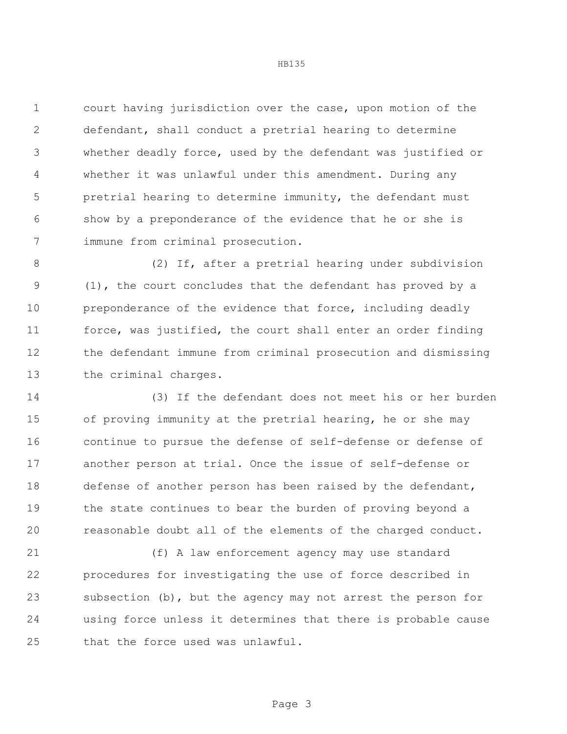court having jurisdiction over the case, upon motion of the defendant, shall conduct a pretrial hearing to determine whether deadly force, used by the defendant was justified or whether it was unlawful under this amendment. During any pretrial hearing to determine immunity, the defendant must show by a preponderance of the evidence that he or she is immune from criminal prosecution.

(2) If, after a pretrial hearing under subdivision (1), the court concludes that the defendant has proved by a preponderance of the evidence that force, including deadly force, was justified, the court shall enter an order finding the defendant immune from criminal prosecution and dismissing the criminal charges.

(3) If the defendant does not meet his or her burden of proving immunity at the pretrial hearing, he or she may continue to pursue the defense of self-defense or defense of another person at trial. Once the issue of self-defense or defense of another person has been raised by the defendant, the state continues to bear the burden of proving beyond a reasonable doubt all of the elements of the charged conduct.

(f) A law enforcement agency may use standard procedures for investigating the use of force described in subsection (b), but the agency may not arrest the person for using force unless it determines that there is probable cause that the force used was unlawful.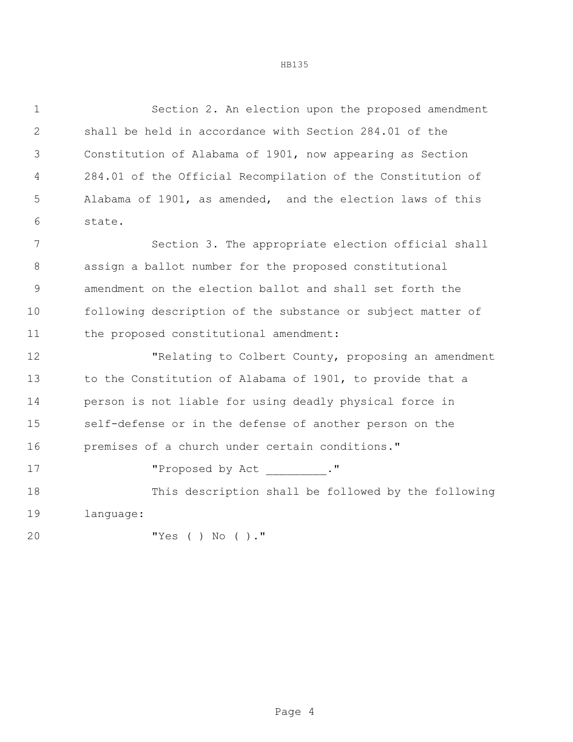Section 2. An election upon the proposed amendment shall be held in accordance with Section 284.01 of the Constitution of Alabama of 1901, now appearing as Section 284.01 of the Official Recompilation of the Constitution of Alabama of 1901, as amended, and the election laws of this state.

Section 3. The appropriate election official shall assign a ballot number for the proposed constitutional amendment on the election ballot and shall set forth the following description of the substance or subject matter of the proposed constitutional amendment:

"Relating to Colbert County, proposing an amendment to the Constitution of Alabama of 1901, to provide that a person is not liable for using deadly physical force in self-defense or in the defense of another person on the premises of a church under certain conditions."

"Proposed by Act _________."

This description shall be followed by the following language:

"Yes ( ) No ( )."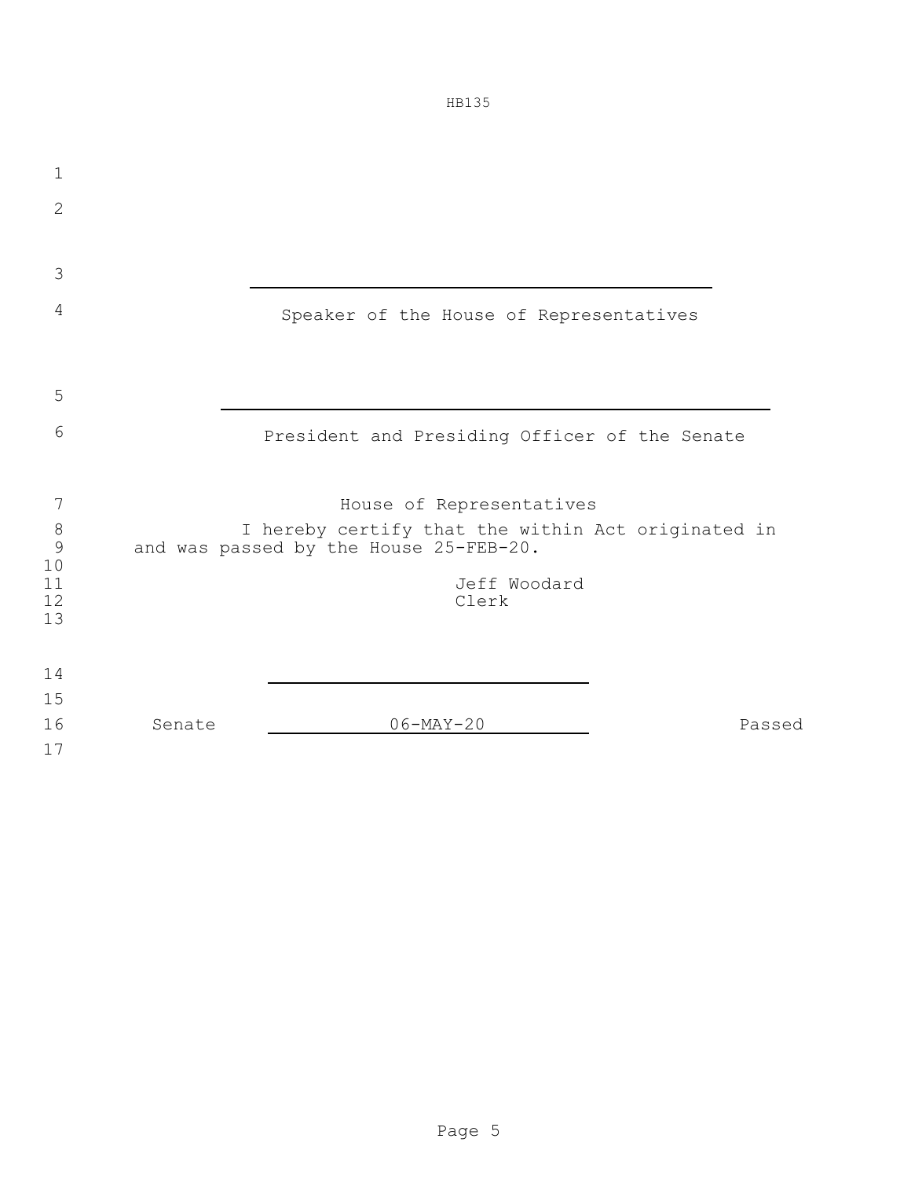\_\_\_\_\_\_\_\_\_\_\_\_\_\_\_\_\_\_\_\_\_\_\_\_\_\_\_\_\_\_\_\_\_\_\_\_\_\_\_\_

Speaker of the House of Representatives

\_\_\_\_\_\_\_\_\_\_\_\_\_\_\_\_\_\_\_\_\_\_\_\_\_\_\_\_\_\_\_\_\_\_\_\_\_\_\_\_

President and Presiding Officer of the Senate

House of Representatives

I hereby certify that the within Act originated in and was passed by the House 25-FEB-20.

Jeff Woodard
Clerk

\_\_\_\_\_\_\_\_\_\_\_\_\_\_\_\_\_\_\_\_\_\_\_\_\_\_\_\_

Senate 06-MAY-20 Passed